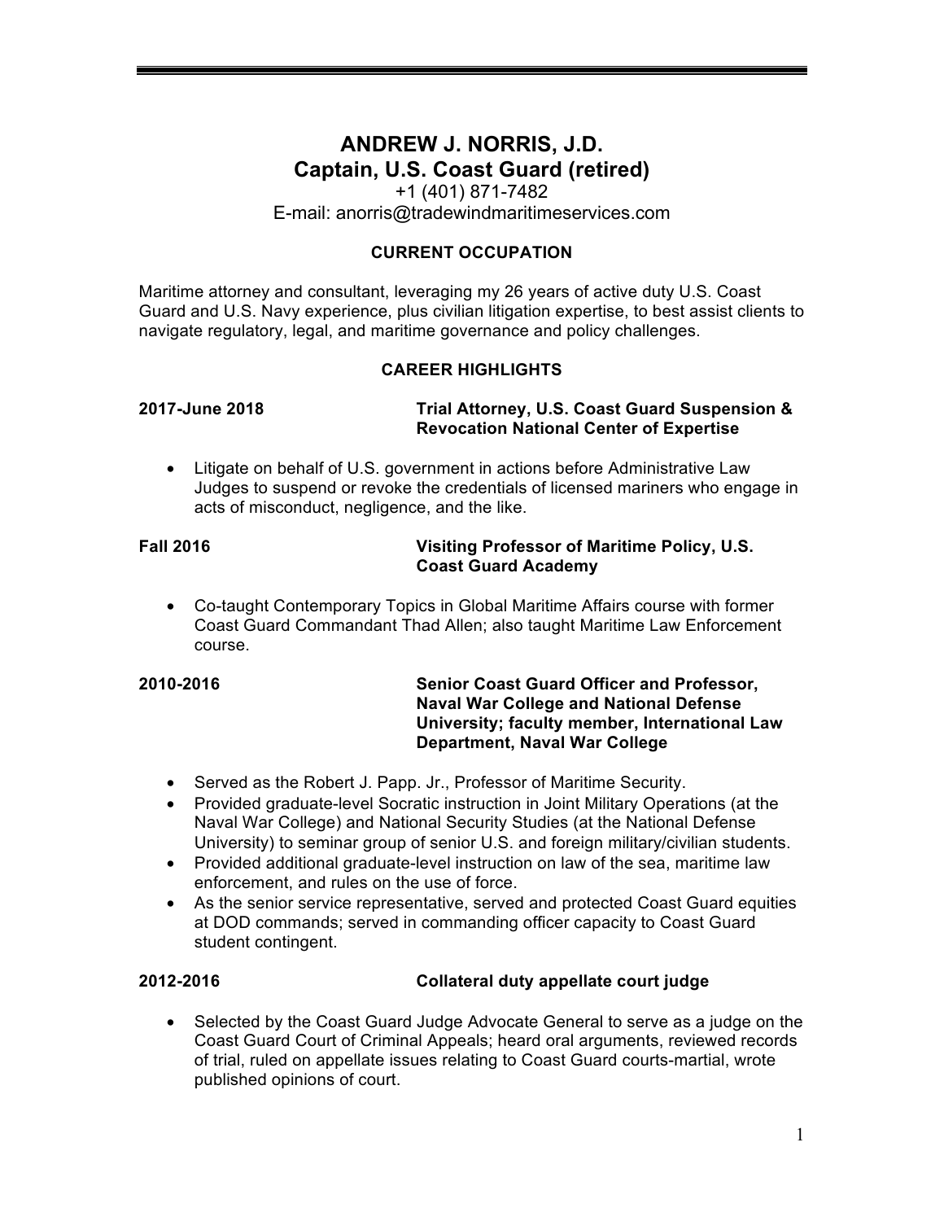# ANDREW J. NORRIS, J.D.
# Captain, U.S. Coast Guard (retired)

+1 (401) 871-7482
E-mail: anorris@tradewindmaritimeservices.com

## CURRENT OCCUPATION

Maritime attorney and consultant, leveraging my 26 years of active duty U.S. Coast Guard and U.S. Navy experience, plus civilian litigation expertise, to best assist clients to navigate regulatory, legal, and maritime governance and policy challenges.

## CAREER HIGHLIGHTS

**2017-June 2018** — **Trial Attorney, U.S. Coast Guard Suspension & Revocation National Center of Expertise**

- Litigate on behalf of U.S. government in actions before Administrative Law Judges to suspend or revoke the credentials of licensed mariners who engage in acts of misconduct, negligence, and the like.

**Fall 2016** — **Visiting Professor of Maritime Policy, U.S. Coast Guard Academy**

- Co-taught Contemporary Topics in Global Maritime Affairs course with former Coast Guard Commandant Thad Allen; also taught Maritime Law Enforcement course.

**2010-2016** — **Senior Coast Guard Officer and Professor, Naval War College and National Defense University; faculty member, International Law Department, Naval War College**

- Served as the Robert J. Papp. Jr., Professor of Maritime Security.
- Provided graduate-level Socratic instruction in Joint Military Operations (at the Naval War College) and National Security Studies (at the National Defense University) to seminar group of senior U.S. and foreign military/civilian students.
- Provided additional graduate-level instruction on law of the sea, maritime law enforcement, and rules on the use of force.
- As the senior service representative, served and protected Coast Guard equities at DOD commands; served in commanding officer capacity to Coast Guard student contingent.

**2012-2016** — **Collateral duty appellate court judge**

- Selected by the Coast Guard Judge Advocate General to serve as a judge on the Coast Guard Court of Criminal Appeals; heard oral arguments, reviewed records of trial, ruled on appellate issues relating to Coast Guard courts-martial, wrote published opinions of court.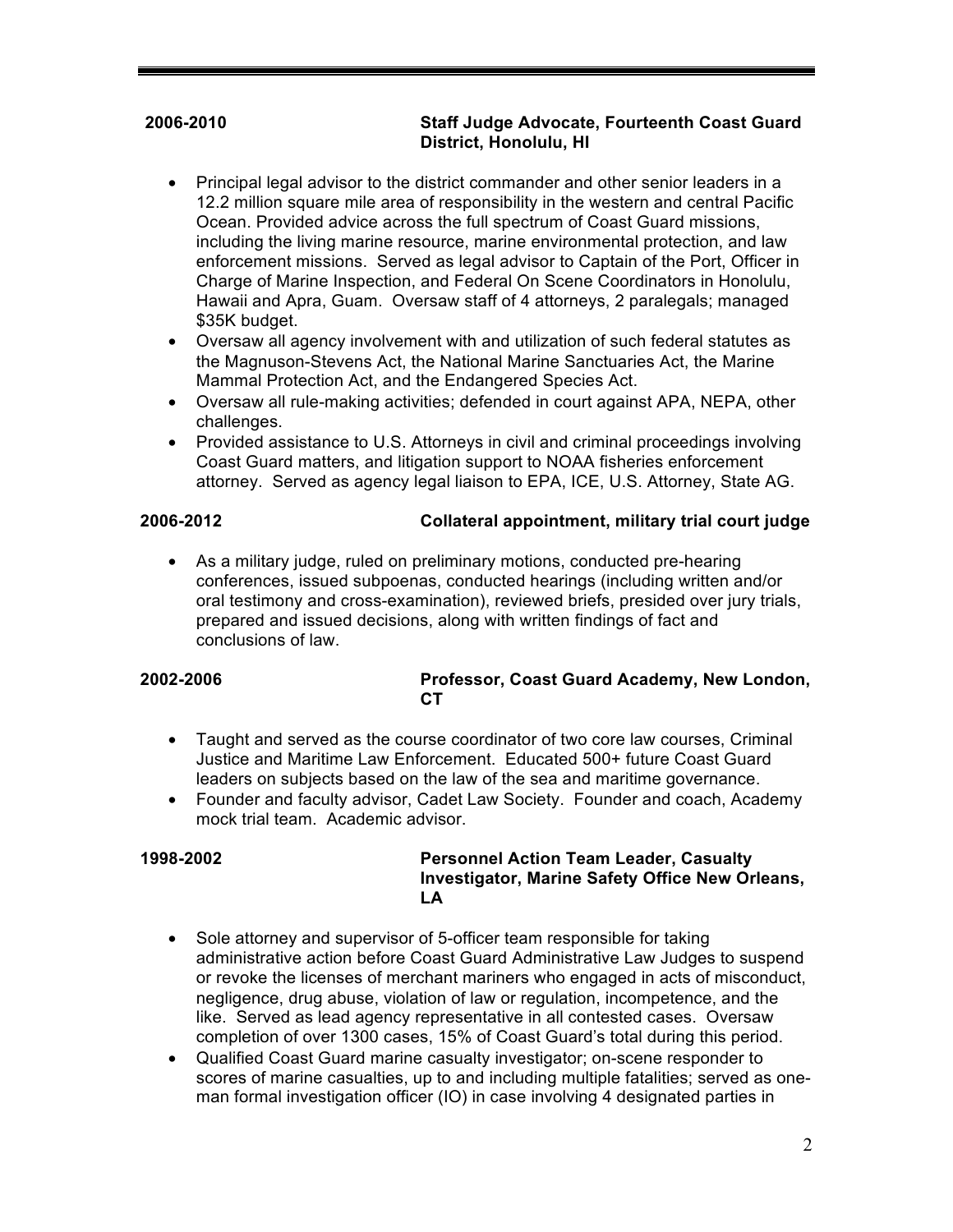**2006-2010** **Staff Judge Advocate, Fourteenth Coast Guard District, Honolulu, HI**

- Principal legal advisor to the district commander and other senior leaders in a 12.2 million square mile area of responsibility in the western and central Pacific Ocean. Provided advice across the full spectrum of Coast Guard missions, including the living marine resource, marine environmental protection, and law enforcement missions. Served as legal advisor to Captain of the Port, Officer in Charge of Marine Inspection, and Federal On Scene Coordinators in Honolulu, Hawaii and Apra, Guam. Oversaw staff of 4 attorneys, 2 paralegals; managed $35K budget.
- Oversaw all agency involvement with and utilization of such federal statutes as the Magnuson-Stevens Act, the National Marine Sanctuaries Act, the Marine Mammal Protection Act, and the Endangered Species Act.
- Oversaw all rule-making activities; defended in court against APA, NEPA, other challenges.
- Provided assistance to U.S. Attorneys in civil and criminal proceedings involving Coast Guard matters, and litigation support to NOAA fisheries enforcement attorney. Served as agency legal liaison to EPA, ICE, U.S. Attorney, State AG.

**2006-2012** **Collateral appointment, military trial court judge**

- As a military judge, ruled on preliminary motions, conducted pre-hearing conferences, issued subpoenas, conducted hearings (including written and/or oral testimony and cross-examination), reviewed briefs, presided over jury trials, prepared and issued decisions, along with written findings of fact and conclusions of law.

**2002-2006** **Professor, Coast Guard Academy, New London, CT**

- Taught and served as the course coordinator of two core law courses, Criminal Justice and Maritime Law Enforcement. Educated 500+ future Coast Guard leaders on subjects based on the law of the sea and maritime governance.
- Founder and faculty advisor, Cadet Law Society. Founder and coach, Academy mock trial team. Academic advisor.

**1998-2002** **Personnel Action Team Leader, Casualty Investigator, Marine Safety Office New Orleans, LA**

- Sole attorney and supervisor of 5-officer team responsible for taking administrative action before Coast Guard Administrative Law Judges to suspend or revoke the licenses of merchant mariners who engaged in acts of misconduct, negligence, drug abuse, violation of law or regulation, incompetence, and the like. Served as lead agency representative in all contested cases. Oversaw completion of over 1300 cases, 15% of Coast Guard's total during this period.
- Qualified Coast Guard marine casualty investigator; on-scene responder to scores of marine casualties, up to and including multiple fatalities; served as one-man formal investigation officer (IO) in case involving 4 designated parties in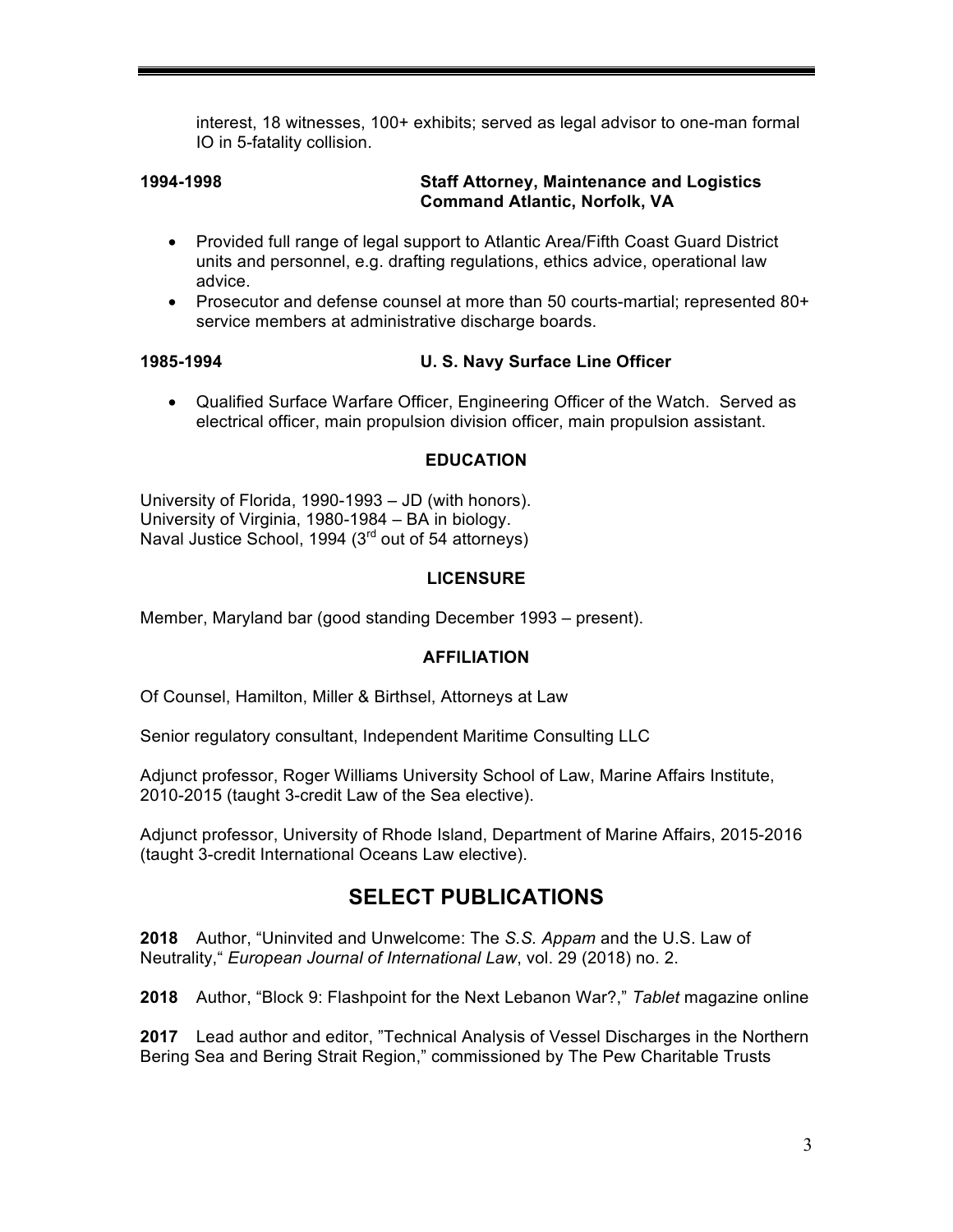interest, 18 witnesses, 100+ exhibits; served as legal advisor to one-man formal IO in 5-fatality collision.

**1994-1998** **Staff Attorney, Maintenance and Logistics Command Atlantic, Norfolk, VA**

- Provided full range of legal support to Atlantic Area/Fifth Coast Guard District units and personnel, e.g. drafting regulations, ethics advice, operational law advice.
- Prosecutor and defense counsel at more than 50 courts-martial; represented 80+ service members at administrative discharge boards.

**1985-1994** **U. S. Navy Surface Line Officer**

- Qualified Surface Warfare Officer, Engineering Officer of the Watch. Served as electrical officer, main propulsion division officer, main propulsion assistant.

### EDUCATION

University of Florida, 1990-1993 – JD (with honors).
University of Virginia, 1980-1984 – BA in biology.
Naval Justice School, 1994 (3rd out of 54 attorneys)

### LICENSURE

Member, Maryland bar (good standing December 1993 – present).

### AFFILIATION

Of Counsel, Hamilton, Miller & Birthsel, Attorneys at Law

Senior regulatory consultant, Independent Maritime Consulting LLC

Adjunct professor, Roger Williams University School of Law, Marine Affairs Institute, 2010-2015 (taught 3-credit Law of the Sea elective).

Adjunct professor, University of Rhode Island, Department of Marine Affairs, 2015-2016 (taught 3-credit International Oceans Law elective).

## SELECT PUBLICATIONS

**2018** Author, "Uninvited and Unwelcome: The *S.S. Appam* and the U.S. Law of Neutrality," *European Journal of International Law*, vol. 29 (2018) no. 2.

**2018** Author, "Block 9: Flashpoint for the Next Lebanon War?," *Tablet* magazine online

**2017** Lead author and editor, "Technical Analysis of Vessel Discharges in the Northern Bering Sea and Bering Strait Region," commissioned by The Pew Charitable Trusts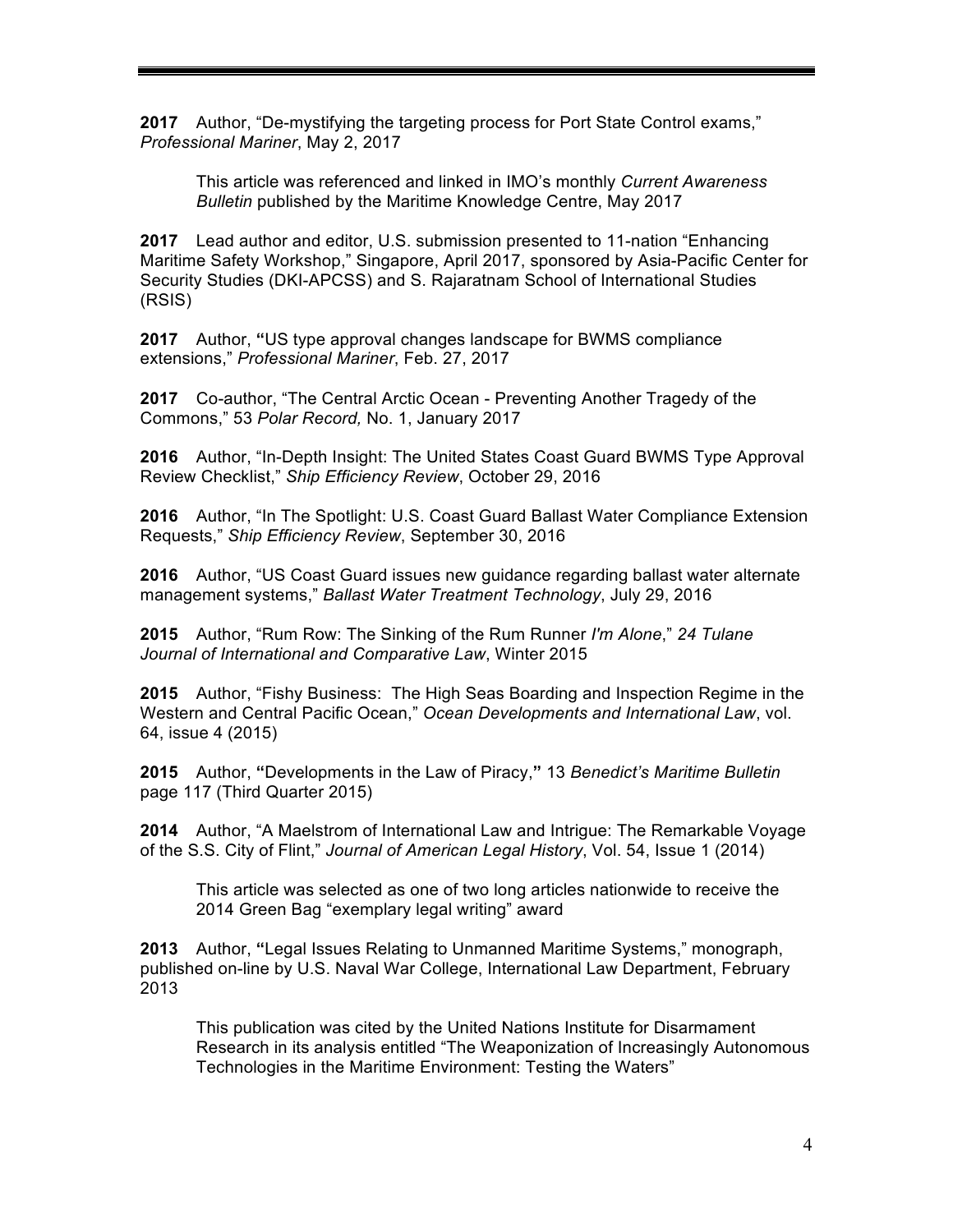**2017** Author, "De-mystifying the targeting process for Port State Control exams," *Professional Mariner*, May 2, 2017

> This article was referenced and linked in IMO's monthly *Current Awareness Bulletin* published by the Maritime Knowledge Centre, May 2017

**2017** Lead author and editor, U.S. submission presented to 11-nation "Enhancing Maritime Safety Workshop," Singapore, April 2017, sponsored by Asia-Pacific Center for Security Studies (DKI-APCSS) and S. Rajaratnam School of International Studies (RSIS)

**2017** Author, **"**US type approval changes landscape for BWMS compliance extensions," *Professional Mariner*, Feb. 27, 2017

**2017** Co-author, "The Central Arctic Ocean - Preventing Another Tragedy of the Commons," 53 *Polar Record,* No. 1, January 2017

**2016** Author, "In-Depth Insight: The United States Coast Guard BWMS Type Approval Review Checklist," *Ship Efficiency Review*, October 29, 2016

**2016** Author, "In The Spotlight: U.S. Coast Guard Ballast Water Compliance Extension Requests," *Ship Efficiency Review*, September 30, 2016

**2016** Author, "US Coast Guard issues new guidance regarding ballast water alternate management systems," *Ballast Water Treatment Technology*, July 29, 2016

**2015** Author, "Rum Row: The Sinking of the Rum Runner *I'm Alone*," *24 Tulane Journal of International and Comparative Law*, Winter 2015

**2015** Author, "Fishy Business: The High Seas Boarding and Inspection Regime in the Western and Central Pacific Ocean," *Ocean Developments and International Law*, vol. 64, issue 4 (2015)

**2015** Author, **"**Developments in the Law of Piracy,**"** 13 *Benedict's Maritime Bulletin* page 117 (Third Quarter 2015)

**2014** Author, "A Maelstrom of International Law and Intrigue: The Remarkable Voyage of the S.S. City of Flint," *Journal of American Legal History*, Vol. 54, Issue 1 (2014)

> This article was selected as one of two long articles nationwide to receive the 2014 Green Bag "exemplary legal writing" award

**2013** Author, **"**Legal Issues Relating to Unmanned Maritime Systems," monograph, published on-line by U.S. Naval War College, International Law Department, February 2013

> This publication was cited by the United Nations Institute for Disarmament Research in its analysis entitled "The Weaponization of Increasingly Autonomous Technologies in the Maritime Environment: Testing the Waters"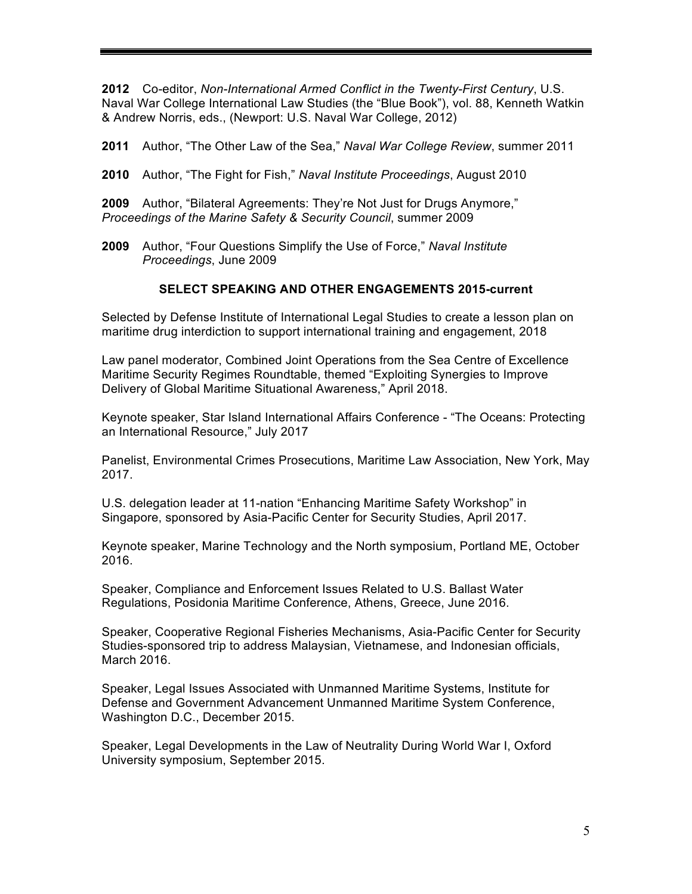**2012** Co-editor, *Non-International Armed Conflict in the Twenty-First Century*, U.S. Naval War College International Law Studies (the "Blue Book"), vol. 88, Kenneth Watkin & Andrew Norris, eds., (Newport: U.S. Naval War College, 2012)

**2011** Author, "The Other Law of the Sea," *Naval War College Review*, summer 2011

**2010** Author, "The Fight for Fish," *Naval Institute Proceedings*, August 2010

**2009** Author, "Bilateral Agreements: They're Not Just for Drugs Anymore," *Proceedings of the Marine Safety & Security Council*, summer 2009

**2009** Author, "Four Questions Simplify the Use of Force," *Naval Institute Proceedings*, June 2009

**SELECT SPEAKING AND OTHER ENGAGEMENTS 2015-current**

Selected by Defense Institute of International Legal Studies to create a lesson plan on maritime drug interdiction to support international training and engagement, 2018

Law panel moderator, Combined Joint Operations from the Sea Centre of Excellence Maritime Security Regimes Roundtable, themed "Exploiting Synergies to Improve Delivery of Global Maritime Situational Awareness," April 2018.

Keynote speaker, Star Island International Affairs Conference - "The Oceans: Protecting an International Resource," July 2017

Panelist, Environmental Crimes Prosecutions, Maritime Law Association, New York, May 2017.

U.S. delegation leader at 11-nation "Enhancing Maritime Safety Workshop" in Singapore, sponsored by Asia-Pacific Center for Security Studies, April 2017.

Keynote speaker, Marine Technology and the North symposium, Portland ME, October 2016.

Speaker, Compliance and Enforcement Issues Related to U.S. Ballast Water Regulations, Posidonia Maritime Conference, Athens, Greece, June 2016.

Speaker, Cooperative Regional Fisheries Mechanisms, Asia-Pacific Center for Security Studies-sponsored trip to address Malaysian, Vietnamese, and Indonesian officials, March 2016.

Speaker, Legal Issues Associated with Unmanned Maritime Systems, Institute for Defense and Government Advancement Unmanned Maritime System Conference, Washington D.C., December 2015.

Speaker, Legal Developments in the Law of Neutrality During World War I, Oxford University symposium, September 2015.